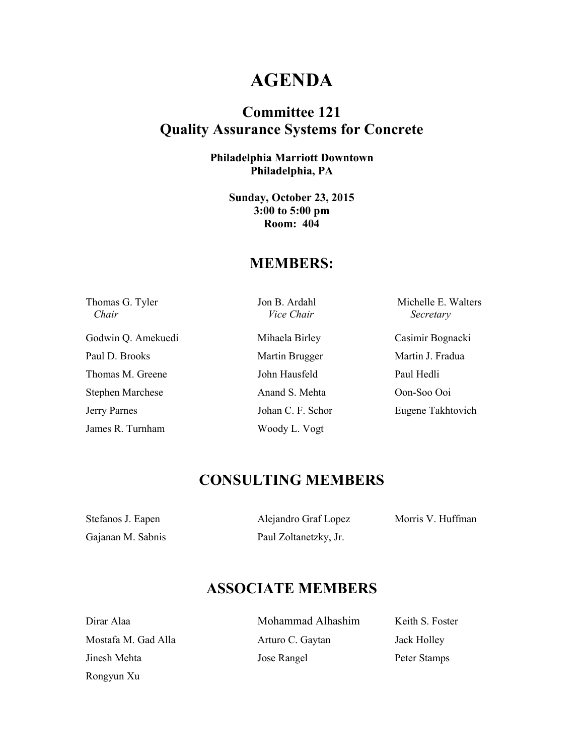# AGENDA

## Committee 121
## Quality Assurance Systems for Concrete

**Philadelphia Marriott Downtown**
**Philadelphia, PA**

**Sunday, October 23, 2015**
**3:00 to 5:00 pm**
**Room: 404**

## MEMBERS:

| | | |
|---|---|---|
| Thomas G. Tyler<br>*Chair* | Jon B. Ardahl<br>*Vice Chair* | Michelle E. Walters<br>*Secretary* |
| Godwin Q. Amekuedi | Mihaela Birley | Casimir Bognacki |
| Paul D. Brooks | Martin Brugger | Martin J. Fradua |
| Thomas M. Greene | John Hausfeld | Paul Hedli |
| Stephen Marchese | Anand S. Mehta | Oon-Soo Ooi |
| Jerry Parnes | Johan C. F. Schor | Eugene Takhtovich |
| James R. Turnham | Woody L. Vogt | |

## CONSULTING MEMBERS

| | | |
|---|---|---|
| Stefanos J. Eapen | Alejandro Graf Lopez | Morris V. Huffman |
| Gajanan M. Sabnis | Paul Zoltanetzky, Jr. | |

## ASSOCIATE MEMBERS

| | | |
|---|---|---|
| Dirar Alaa | Mohammad Alhashim | Keith S. Foster |
| Mostafa M. Gad Alla | Arturo C. Gaytan | Jack Holley |
| Jinesh Mehta | Jose Rangel | Peter Stamps |
| Rongyun Xu | | |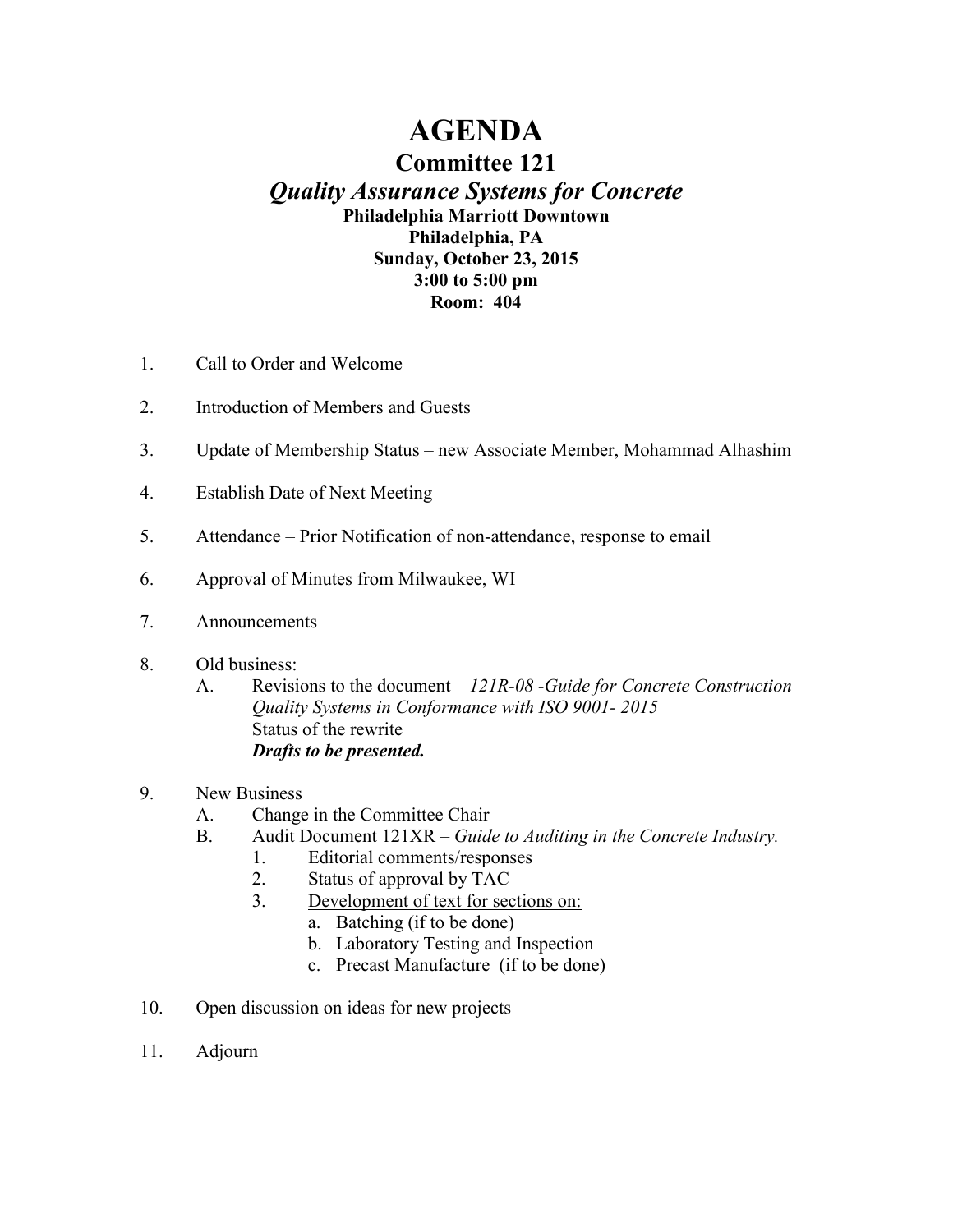# AGENDA

## Committee 121

## *Quality Assurance Systems for Concrete*

**Philadelphia Marriott Downtown**
**Philadelphia, PA**
**Sunday, October 23, 2015**
**3:00 to 5:00 pm**
**Room: 404**

1. Call to Order and Welcome

2. Introduction of Members and Guests

3. Update of Membership Status – new Associate Member, Mohammad Alhashim

4. Establish Date of Next Meeting

5. Attendance – Prior Notification of non-attendance, response to email

6. Approval of Minutes from Milwaukee, WI

7. Announcements

8. Old business:
   - A. Revisions to the document – *121R-08 -Guide for Concrete Construction Quality Systems in Conformance with ISO 9001- 2015*
     Status of the rewrite
     ***Drafts to be presented.***

9. New Business
   - A. Change in the Committee Chair
   - B. Audit Document 121XR – *Guide to Auditing in the Concrete Industry.*
     1. Editorial comments/responses
     2. Status of approval by TAC
     3. <u>Development of text for sections on:</u>
        - a. Batching (if to be done)
        - b. Laboratory Testing and Inspection
        - c. Precast Manufacture (if to be done)

10. Open discussion on ideas for new projects

11. Adjourn